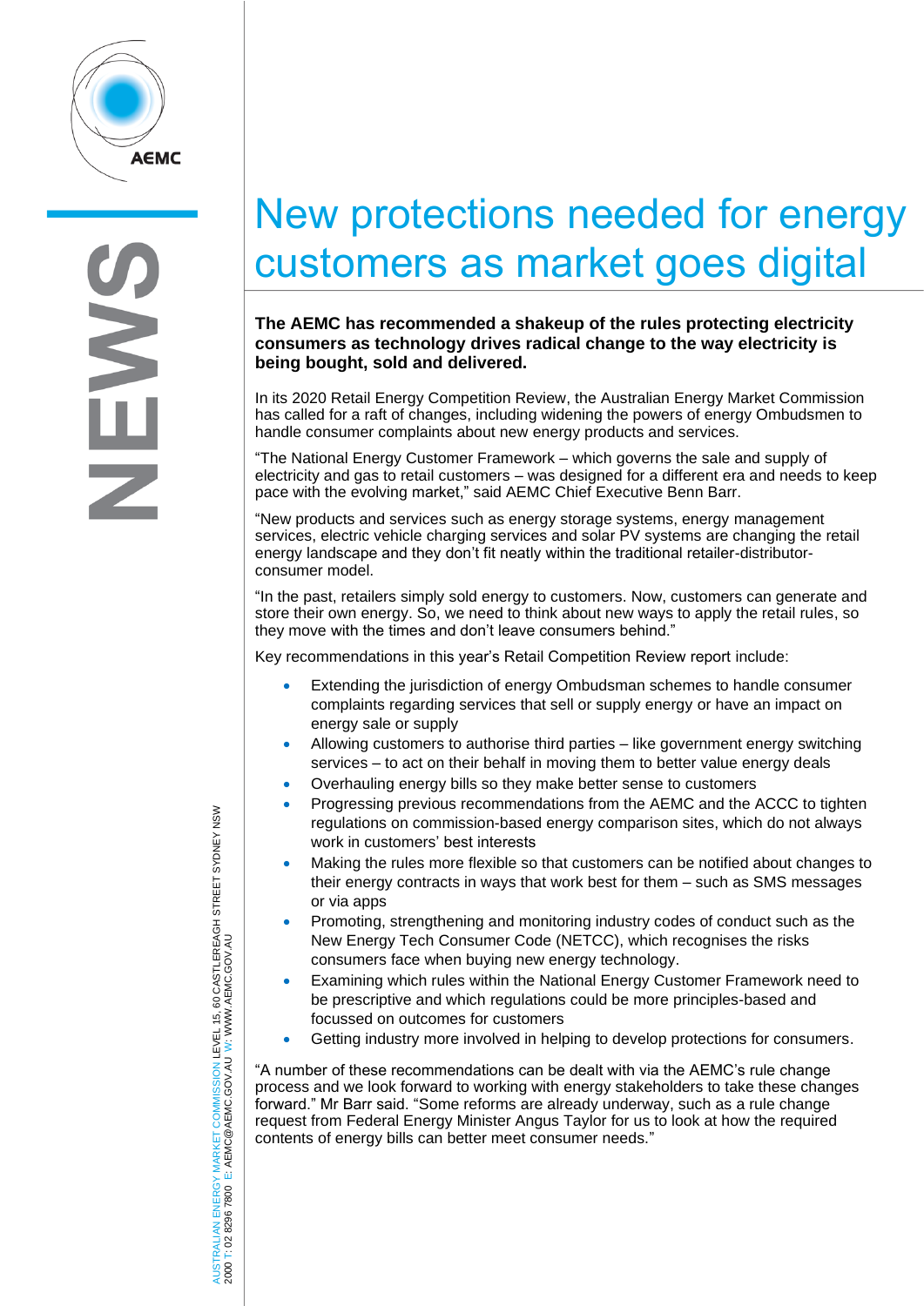# New protections needed for energy customers as market goes digital

**The AEMC has recommended a shakeup of the rules protecting electricity consumers as technology drives radical change to the way electricity is being bought, sold and delivered.**

In its 2020 Retail Energy Competition Review, the Australian Energy Market Commission has called for a raft of changes, including widening the powers of energy Ombudsmen to handle consumer complaints about new energy products and services.

"The National Energy Customer Framework – which governs the sale and supply of electricity and gas to retail customers – was designed for a different era and needs to keep pace with the evolving market," said AEMC Chief Executive Benn Barr.

"New products and services such as energy storage systems, energy management services, electric vehicle charging services and solar PV systems are changing the retail energy landscape and they don't fit neatly within the traditional retailer-distributor-consumer model.

"In the past, retailers simply sold energy to customers. Now, customers can generate and store their own energy. So, we need to think about new ways to apply the retail rules, so they move with the times and don't leave consumers behind."

Key recommendations in this year's Retail Competition Review report include:

- Extending the jurisdiction of energy Ombudsman schemes to handle consumer complaints regarding services that sell or supply energy or have an impact on energy sale or supply
- Allowing customers to authorise third parties – like government energy switching services – to act on their behalf in moving them to better value energy deals
- Overhauling energy bills so they make better sense to customers
- Progressing previous recommendations from the AEMC and the ACCC to tighten regulations on commission-based energy comparison sites, which do not always work in customers' best interests
- Making the rules more flexible so that customers can be notified about changes to their energy contracts in ways that work best for them – such as SMS messages or via apps
- Promoting, strengthening and monitoring industry codes of conduct such as the New Energy Tech Consumer Code (NETCC), which recognises the risks consumers face when buying new energy technology.
- Examining which rules within the National Energy Customer Framework need to be prescriptive and which regulations could be more principles-based and focussed on outcomes for customers
- Getting industry more involved in helping to develop protections for consumers.

"A number of these recommendations can be dealt with via the AEMC's rule change process and we look forward to working with energy stakeholders to take these changes forward." Mr Barr said. "Some reforms are already underway, such as a rule change request from Federal Energy Minister Angus Taylor for us to look at how the required contents of energy bills can better meet consumer needs."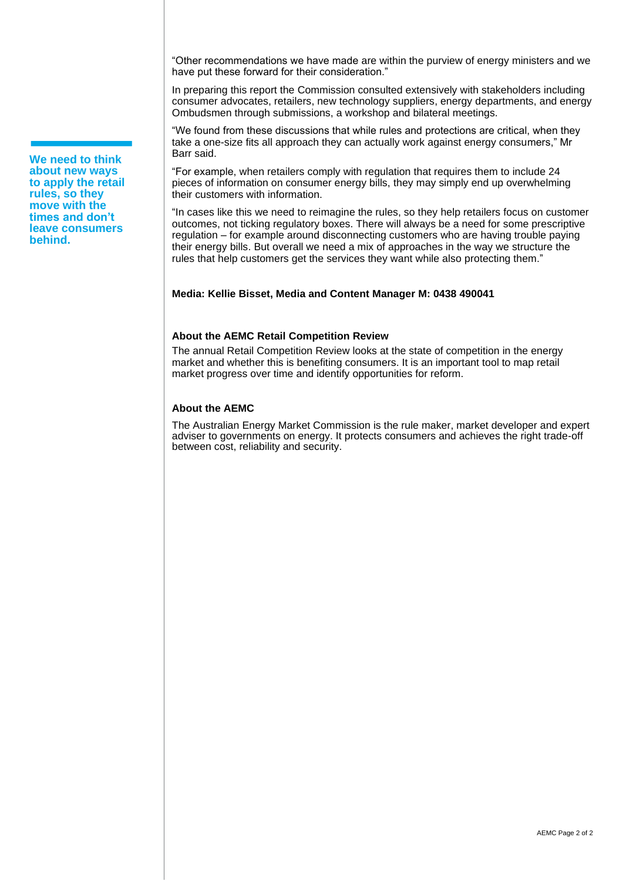"Other recommendations we have made are within the purview of energy ministers and we have put these forward for their consideration."

In preparing this report the Commission consulted extensively with stakeholders including consumer advocates, retailers, new technology suppliers, energy departments, and energy Ombudsmen through submissions, a workshop and bilateral meetings.

**We need to think about new ways to apply the retail rules, so they move with the times and don't leave consumers behind.**

"We found from these discussions that while rules and protections are critical, when they take a one-size fits all approach they can actually work against energy consumers," Mr Barr said.

"For example, when retailers comply with regulation that requires them to include 24 pieces of information on consumer energy bills, they may simply end up overwhelming their customers with information.

"In cases like this we need to reimagine the rules, so they help retailers focus on customer outcomes, not ticking regulatory boxes. There will always be a need for some prescriptive regulation – for example around disconnecting customers who are having trouble paying their energy bills. But overall we need a mix of approaches in the way we structure the rules that help customers get the services they want while also protecting them."

**Media: Kellie Bisset, Media and Content Manager M: 0438 490041**

### About the AEMC Retail Competition Review

The annual Retail Competition Review looks at the state of competition in the energy market and whether this is benefiting consumers. It is an important tool to map retail market progress over time and identify opportunities for reform.

### About the AEMC

The Australian Energy Market Commission is the rule maker, market developer and expert adviser to governments on energy. It protects consumers and achieves the right trade-off between cost, reliability and security.